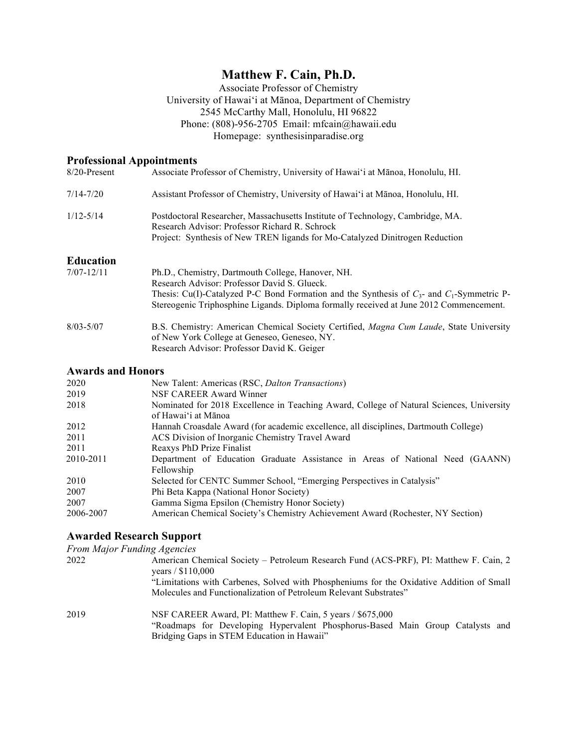# Matthew F. Cain, Ph.D.

Associate Professor of Chemistry
University of Hawaiʻi at Mānoa, Department of Chemistry
2545 McCarthy Mall, Honolulu, HI 96822
Phone: (808)-956-2705 Email: mfcain@hawaii.edu
Homepage: synthesisinparadise.org

## Professional Appointments

| | |
|---|---|
| 8/20-Present | Associate Professor of Chemistry, University of Hawaiʻi at Mānoa, Honolulu, HI. |
| 7/14-7/20 | Assistant Professor of Chemistry, University of Hawaiʻi at Mānoa, Honolulu, HI. |
| 1/12-5/14 | Postdoctoral Researcher, Massachusetts Institute of Technology, Cambridge, MA. Research Advisor: Professor Richard R. Schrock. Project: Synthesis of New TREN ligands for Mo-Catalyzed Dinitrogen Reduction |

## Education

| | |
|---|---|
| 7/07-12/11 | Ph.D., Chemistry, Dartmouth College, Hanover, NH. Research Advisor: Professor David S. Glueck. Thesis: Cu(I)-Catalyzed P-C Bond Formation and the Synthesis of $C_3$- and $C_1$-Symmetric P-Stereogenic Triphosphine Ligands. Diploma formally received at June 2012 Commencement. |
| 8/03-5/07 | B.S. Chemistry: American Chemical Society Certified, *Magna Cum Laude*, State University of New York College at Geneseo, Geneseo, NY. Research Advisor: Professor David K. Geiger |

## Awards and Honors

| | |
|---|---|
| 2020 | New Talent: Americas (RSC, *Dalton Transactions*) |
| 2019 | NSF CAREER Award Winner |
| 2018 | Nominated for 2018 Excellence in Teaching Award, College of Natural Sciences, University of Hawaiʻi at Mānoa |
| 2012 | Hannah Croasdale Award (for academic excellence, all disciplines, Dartmouth College) |
| 2011 | ACS Division of Inorganic Chemistry Travel Award |
| 2011 | Reaxys PhD Prize Finalist |
| 2010-2011 | Department of Education Graduate Assistance in Areas of National Need (GAANN) Fellowship |
| 2010 | Selected for CENTC Summer School, "Emerging Perspectives in Catalysis" |
| 2007 | Phi Beta Kappa (National Honor Society) |
| 2007 | Gamma Sigma Epsilon (Chemistry Honor Society) |
| 2006-2007 | American Chemical Society's Chemistry Achievement Award (Rochester, NY Section) |

## Awarded Research Support

*From Major Funding Agencies*

| | |
|---|---|
| 2022 | American Chemical Society – Petroleum Research Fund (ACS-PRF), PI: Matthew F. Cain, 2 years / $110,000. "Limitations with Carbenes, Solved with Phospheniums for the Oxidative Addition of Small Molecules and Functionalization of Petroleum Relevant Substrates" |
| 2019 | NSF CAREER Award, PI: Matthew F. Cain, 5 years / $675,000. "Roadmaps for Developing Hypervalent Phosphorus-Based Main Group Catalysts and Bridging Gaps in STEM Education in Hawaii" |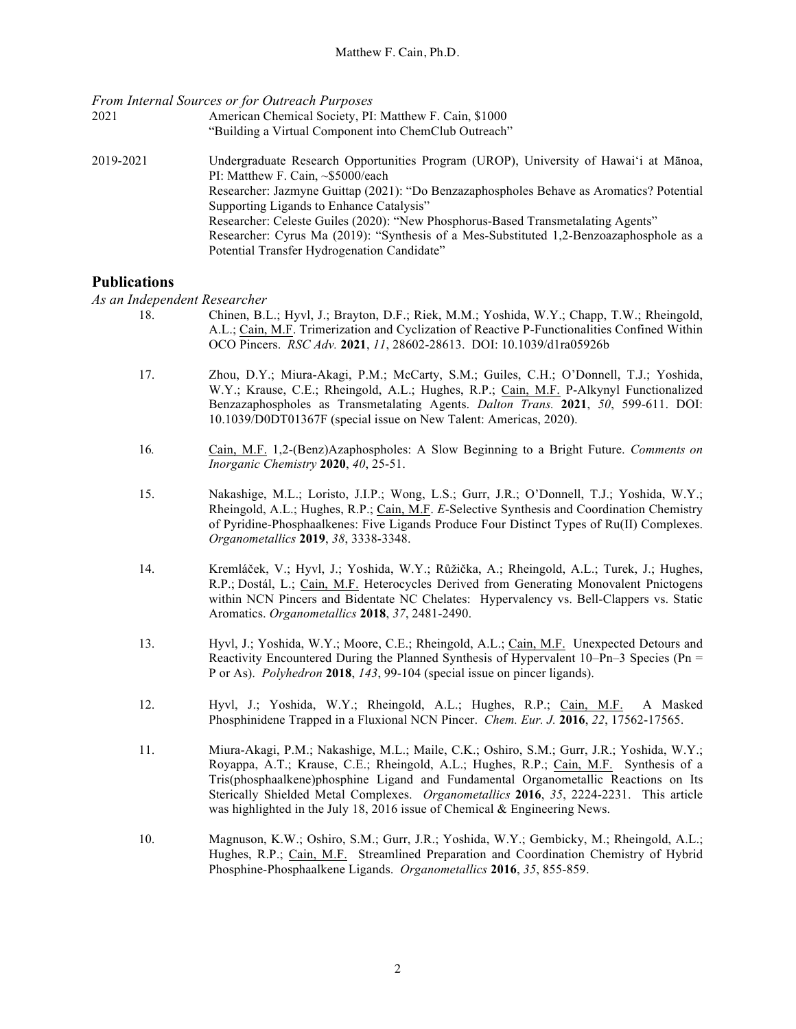*From Internal Sources or for Outreach Purposes*

2021 — American Chemical Society, PI: Matthew F. Cain, $1000
"Building a Virtual Component into ChemClub Outreach"

2019-2021 — Undergraduate Research Opportunities Program (UROP), University of Hawaiʻi at Mānoa, PI: Matthew F. Cain, ~$5000/each
Researcher: Jazmyne Guittap (2021): "Do Benzazaphospholes Behave as Aromatics? Potential Supporting Ligands to Enhance Catalysis"
Researcher: Celeste Guiles (2020): "New Phosphorus-Based Transmetalating Agents"
Researcher: Cyrus Ma (2019): "Synthesis of a Mes-Substituted 1,2-Benzoazaphosphole as a Potential Transfer Hydrogenation Candidate"

## Publications

*As an Independent Researcher*

18. Chinen, B.L.; Hyvl, J.; Brayton, D.F.; Riek, M.M.; Yoshida, W.Y.; Chapp, T.W.; Rheingold, A.L.; Cain, M.F. Trimerization and Cyclization of Reactive P-Functionalities Confined Within OCO Pincers. *RSC Adv.* **2021**, *11*, 28602-28613. DOI: 10.1039/d1ra05926b

17. Zhou, D.Y.; Miura-Akagi, P.M.; McCarty, S.M.; Guiles, C.H.; O'Donnell, T.J.; Yoshida, W.Y.; Krause, C.E.; Rheingold, A.L.; Hughes, R.P.; Cain, M.F. P-Alkynyl Functionalized Benzazaphospholes as Transmetalating Agents. *Dalton Trans.* **2021**, *50*, 599-611. DOI: 10.1039/D0DT01367F (special issue on New Talent: Americas, 2020).

16. Cain, M.F. 1,2-(Benz)Azaphospholes: A Slow Beginning to a Bright Future. *Comments on Inorganic Chemistry* **2020**, *40*, 25-51.

15. Nakashige, M.L.; Loristo, J.I.P.; Wong, L.S.; Gurr, J.R.; O'Donnell, T.J.; Yoshida, W.Y.; Rheingold, A.L.; Hughes, R.P.; Cain, M.F. *E*-Selective Synthesis and Coordination Chemistry of Pyridine-Phosphaalkenes: Five Ligands Produce Four Distinct Types of Ru(II) Complexes. *Organometallics* **2019**, *38*, 3338-3348.

14. Kremláček, V.; Hyvl, J.; Yoshida, W.Y.; Růžička, A.; Rheingold, A.L.; Turek, J.; Hughes, R.P.; Dostál, L.; Cain, M.F. Heterocycles Derived from Generating Monovalent Pnictogens within NCN Pincers and Bidentate NC Chelates: Hypervalency vs. Bell-Clappers vs. Static Aromatics. *Organometallics* **2018**, *37*, 2481-2490.

13. Hyvl, J.; Yoshida, W.Y.; Moore, C.E.; Rheingold, A.L.; Cain, M.F. Unexpected Detours and Reactivity Encountered During the Planned Synthesis of Hypervalent 10–Pn–3 Species (Pn = P or As). *Polyhedron* **2018**, *143*, 99-104 (special issue on pincer ligands).

12. Hyvl, J.; Yoshida, W.Y.; Rheingold, A.L.; Hughes, R.P.; Cain, M.F. A Masked Phosphinidene Trapped in a Fluxional NCN Pincer. *Chem. Eur. J.* **2016**, *22*, 17562-17565.

11. Miura-Akagi, P.M.; Nakashige, M.L.; Maile, C.K.; Oshiro, S.M.; Gurr, J.R.; Yoshida, W.Y.; Royappa, A.T.; Krause, C.E.; Rheingold, A.L.; Hughes, R.P.; Cain, M.F. Synthesis of a Tris(phosphaalkene)phosphine Ligand and Fundamental Organometallic Reactions on Its Sterically Shielded Metal Complexes. *Organometallics* **2016**, *35*, 2224-2231. This article was highlighted in the July 18, 2016 issue of Chemical & Engineering News.

10. Magnuson, K.W.; Oshiro, S.M.; Gurr, J.R.; Yoshida, W.Y.; Gembicky, M.; Rheingold, A.L.; Hughes, R.P.; Cain, M.F. Streamlined Preparation and Coordination Chemistry of Hybrid Phosphine-Phosphaalkene Ligands. *Organometallics* **2016**, *35*, 855-859.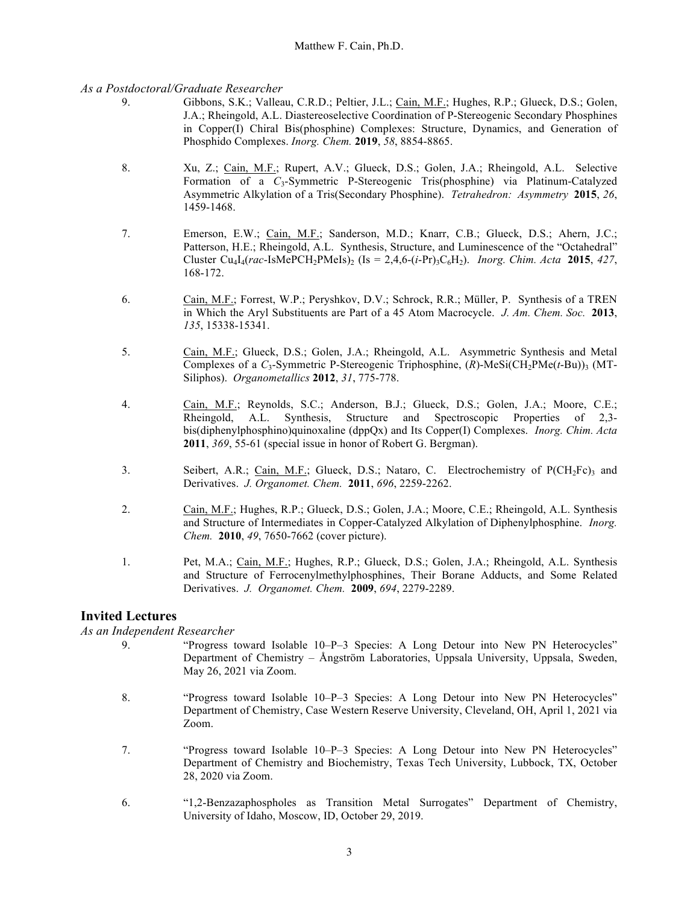*As a Postdoctoral/Graduate Researcher*

9. Gibbons, S.K.; Valleau, C.R.D.; Peltier, J.L.; Cain, M.F.; Hughes, R.P.; Glueck, D.S.; Golen, J.A.; Rheingold, A.L. Diastereoselective Coordination of P-Stereogenic Secondary Phosphines in Copper(I) Chiral Bis(phosphine) Complexes: Structure, Dynamics, and Generation of Phosphido Complexes. *Inorg. Chem.* **2019**, *58*, 8854-8865.

8. Xu, Z.; Cain, M.F.; Rupert, A.V.; Glueck, D.S.; Golen, J.A.; Rheingold, A.L. Selective Formation of a $C_3$-Symmetric P-Stereogenic Tris(phosphine) via Platinum-Catalyzed Asymmetric Alkylation of a Tris(Secondary Phosphine). *Tetrahedron: Asymmetry* **2015**, *26*, 1459-1468.

7. Emerson, E.W.; Cain, M.F.; Sanderson, M.D.; Knarr, C.B.; Glueck, D.S.; Ahern, J.C.; Patterson, H.E.; Rheingold, A.L. Synthesis, Structure, and Luminescence of the "Octahedral" Cluster $Cu_4I_4(rac\text{-}IsMePCH_2PMeIs)_2$ (Is = 2,4,6-($i$-Pr)$_3C_6H_2$). *Inorg. Chim. Acta* **2015**, *427*, 168-172.

6. Cain, M.F.; Forrest, W.P.; Peryshkov, D.V.; Schrock, R.R.; Müller, P. Synthesis of a TREN in Which the Aryl Substituents are Part of a 45 Atom Macrocycle. *J. Am. Chem. Soc.* **2013**, *135*, 15338-15341.

5. Cain, M.F.; Glueck, D.S.; Golen, J.A.; Rheingold, A.L. Asymmetric Synthesis and Metal Complexes of a $C_3$-Symmetric P-Stereogenic Triphosphine, ($R$)-MeSi($CH_2PMe(t$-Bu))$_3$ (MT-Siliphos). *Organometallics* **2012**, *31*, 775-778.

4. Cain, M.F.; Reynolds, S.C.; Anderson, B.J.; Glueck, D.S.; Golen, J.A.; Moore, C.E.; Rheingold, A.L. Synthesis, Structure and Spectroscopic Properties of 2,3-bis(diphenylphosphino)quinoxaline (dppQx) and Its Copper(I) Complexes. *Inorg. Chim. Acta* **2011**, *369*, 55-61 (special issue in honor of Robert G. Bergman).

3. Seibert, A.R.; Cain, M.F.; Glueck, D.S.; Nataro, C. Electrochemistry of $P(CH_2Fc)_3$ and Derivatives. *J. Organomet. Chem.* **2011**, *696*, 2259-2262.

2. Cain, M.F.; Hughes, R.P.; Glueck, D.S.; Golen, J.A.; Moore, C.E.; Rheingold, A.L. Synthesis and Structure of Intermediates in Copper-Catalyzed Alkylation of Diphenylphosphine. *Inorg. Chem.* **2010**, *49*, 7650-7662 (cover picture).

1. Pet, M.A.; Cain, M.F.; Hughes, R.P.; Glueck, D.S.; Golen, J.A.; Rheingold, A.L. Synthesis and Structure of Ferrocenylmethylphosphines, Their Borane Adducts, and Some Related Derivatives. *J. Organomet. Chem.* **2009**, *694*, 2279-2289.

## Invited Lectures

*As an Independent Researcher*

9. "Progress toward Isolable 10–P–3 Species: A Long Detour into New PN Heterocycles" Department of Chemistry – Ångström Laboratories, Uppsala University, Uppsala, Sweden, May 26, 2021 via Zoom.

8. "Progress toward Isolable 10–P–3 Species: A Long Detour into New PN Heterocycles" Department of Chemistry, Case Western Reserve University, Cleveland, OH, April 1, 2021 via Zoom.

7. "Progress toward Isolable 10–P–3 Species: A Long Detour into New PN Heterocycles" Department of Chemistry and Biochemistry, Texas Tech University, Lubbock, TX, October 28, 2020 via Zoom.

6. "1,2-Benzazaphospholes as Transition Metal Surrogates" Department of Chemistry, University of Idaho, Moscow, ID, October 29, 2019.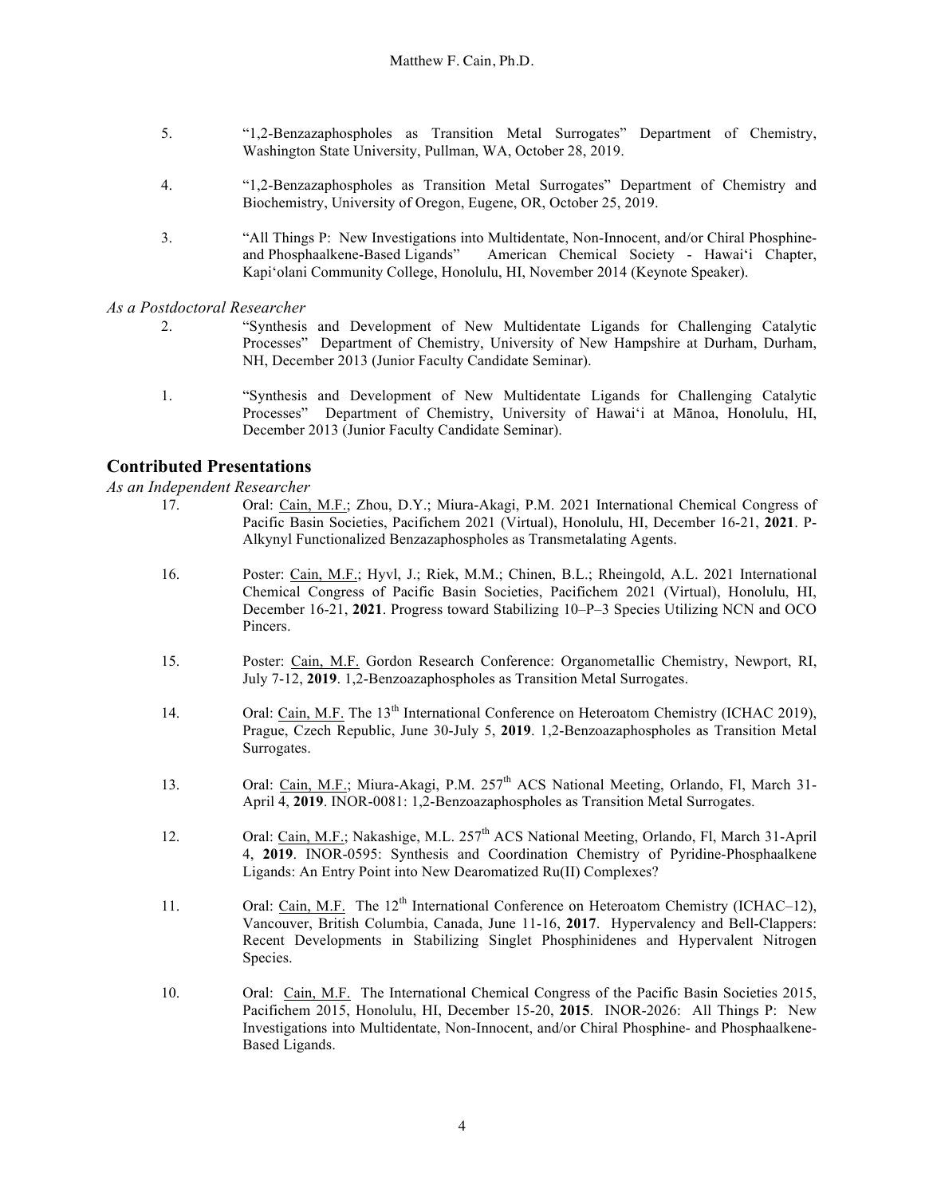5. "1,2-Benzazaphospholes as Transition Metal Surrogates" Department of Chemistry, Washington State University, Pullman, WA, October 28, 2019.

4. "1,2-Benzazaphospholes as Transition Metal Surrogates" Department of Chemistry and Biochemistry, University of Oregon, Eugene, OR, October 25, 2019.

3. "All Things P: New Investigations into Multidentate, Non-Innocent, and/or Chiral Phosphine- and Phosphaalkene-Based Ligands" American Chemical Society - Hawaiʻi Chapter, Kapiʻolani Community College, Honolulu, HI, November 2014 (Keynote Speaker).

*As a Postdoctoral Researcher*

2. "Synthesis and Development of New Multidentate Ligands for Challenging Catalytic Processes" Department of Chemistry, University of New Hampshire at Durham, Durham, NH, December 2013 (Junior Faculty Candidate Seminar).

1. "Synthesis and Development of New Multidentate Ligands for Challenging Catalytic Processes" Department of Chemistry, University of Hawaiʻi at Mānoa, Honolulu, HI, December 2013 (Junior Faculty Candidate Seminar).

## Contributed Presentations

*As an Independent Researcher*

17. Oral: Cain, M.F.; Zhou, D.Y.; Miura-Akagi, P.M. 2021 International Chemical Congress of Pacific Basin Societies, Pacifichem 2021 (Virtual), Honolulu, HI, December 16-21, **2021**. P-Alkynyl Functionalized Benzazaphospholes as Transmetalating Agents.

16. Poster: Cain, M.F.; Hyvl, J.; Riek, M.M.; Chinen, B.L.; Rheingold, A.L. 2021 International Chemical Congress of Pacific Basin Societies, Pacifichem 2021 (Virtual), Honolulu, HI, December 16-21, **2021**. Progress toward Stabilizing 10–P–3 Species Utilizing NCN and OCO Pincers.

15. Poster: Cain, M.F. Gordon Research Conference: Organometallic Chemistry, Newport, RI, July 7-12, **2019**. 1,2-Benzoazaphospholes as Transition Metal Surrogates.

14. Oral: Cain, M.F. The 13th International Conference on Heteroatom Chemistry (ICHAC 2019), Prague, Czech Republic, June 30-July 5, **2019**. 1,2-Benzoazaphospholes as Transition Metal Surrogates.

13. Oral: Cain, M.F.; Miura-Akagi, P.M. 257th ACS National Meeting, Orlando, Fl, March 31-April 4, **2019**. INOR-0081: 1,2-Benzoazaphospholes as Transition Metal Surrogates.

12. Oral: Cain, M.F.; Nakashige, M.L. 257th ACS National Meeting, Orlando, Fl, March 31-April 4, **2019**. INOR-0595: Synthesis and Coordination Chemistry of Pyridine-Phosphaalkene Ligands: An Entry Point into New Dearomatized Ru(II) Complexes?

11. Oral: Cain, M.F. The 12th International Conference on Heteroatom Chemistry (ICHAC–12), Vancouver, British Columbia, Canada, June 11-16, **2017**. Hypervalency and Bell-Clappers: Recent Developments in Stabilizing Singlet Phosphinidenes and Hypervalent Nitrogen Species.

10. Oral: Cain, M.F. The International Chemical Congress of the Pacific Basin Societies 2015, Pacifichem 2015, Honolulu, HI, December 15-20, **2015**. INOR-2026: All Things P: New Investigations into Multidentate, Non-Innocent, and/or Chiral Phosphine- and Phosphaalkene-Based Ligands.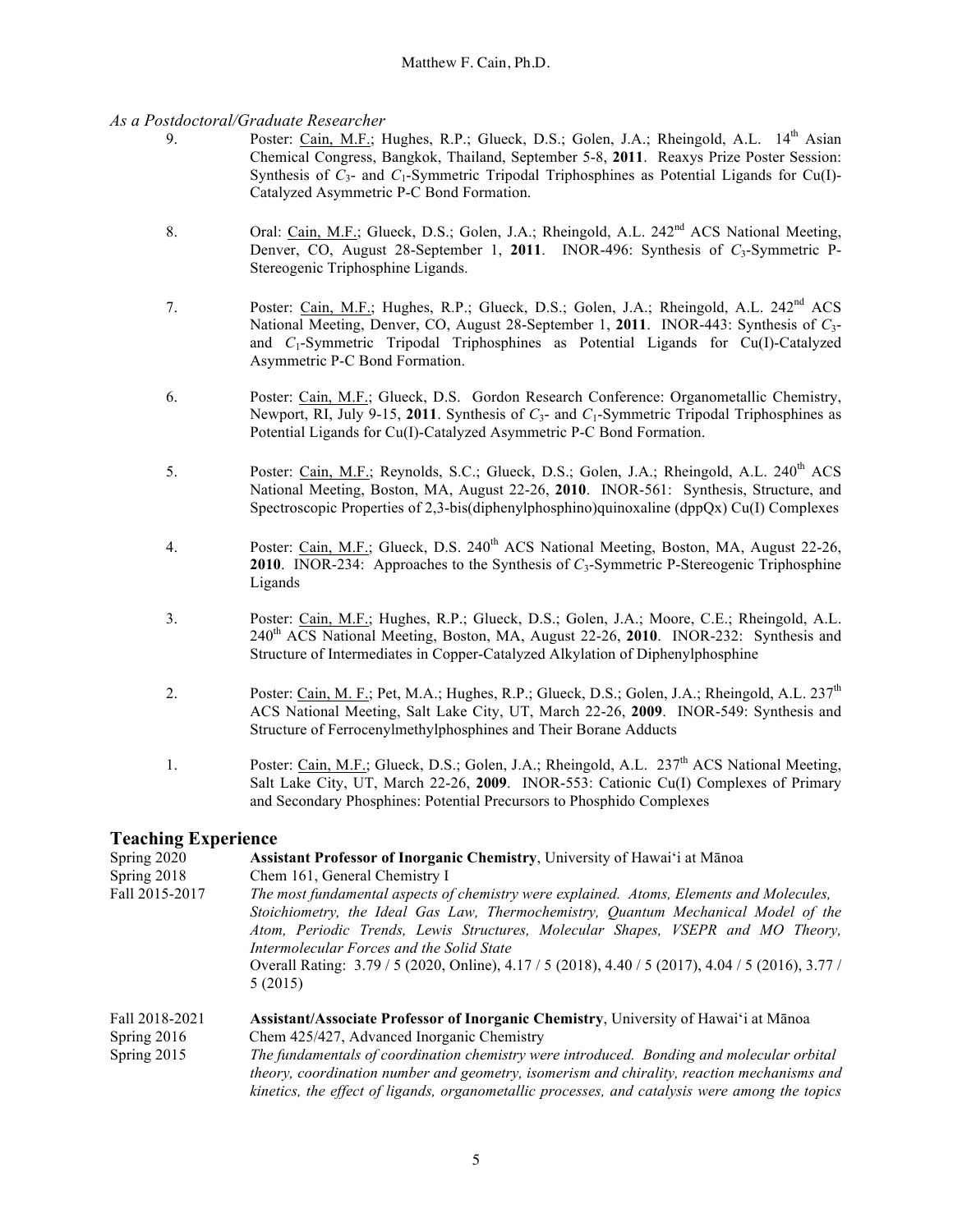*As a Postdoctoral/Graduate Researcher*

9. Poster: Cain, M.F.; Hughes, R.P.; Glueck, D.S.; Golen, J.A.; Rheingold, A.L. 14[th] Asian Chemical Congress, Bangkok, Thailand, September 5-8, **2011**. Reaxys Prize Poster Session: Synthesis of $C_3$- and $C_1$-Symmetric Tripodal Triphosphines as Potential Ligands for Cu(I)-Catalyzed Asymmetric P-C Bond Formation.

8. Oral: Cain, M.F.; Glueck, D.S.; Golen, J.A.; Rheingold, A.L. 242[nd] ACS National Meeting, Denver, CO, August 28-September 1, **2011**. INOR-496: Synthesis of $C_3$-Symmetric P-Stereogenic Triphosphine Ligands.

7. Poster: Cain, M.F.; Hughes, R.P.; Glueck, D.S.; Golen, J.A.; Rheingold, A.L. 242[nd] ACS National Meeting, Denver, CO, August 28-September 1, **2011**. INOR-443: Synthesis of $C_3$- and $C_1$-Symmetric Tripodal Triphosphines as Potential Ligands for Cu(I)-Catalyzed Asymmetric P-C Bond Formation.

6. Poster: Cain, M.F.; Glueck, D.S. Gordon Research Conference: Organometallic Chemistry, Newport, RI, July 9-15, **2011**. Synthesis of $C_3$- and $C_1$-Symmetric Tripodal Triphosphines as Potential Ligands for Cu(I)-Catalyzed Asymmetric P-C Bond Formation.

5. Poster: Cain, M.F.; Reynolds, S.C.; Glueck, D.S.; Golen, J.A.; Rheingold, A.L. 240[th] ACS National Meeting, Boston, MA, August 22-26, **2010**. INOR-561: Synthesis, Structure, and Spectroscopic Properties of 2,3-bis(diphenylphosphino)quinoxaline (dppQx) Cu(I) Complexes

4. Poster: Cain, M.F.; Glueck, D.S. 240[th] ACS National Meeting, Boston, MA, August 22-26, **2010**. INOR-234: Approaches to the Synthesis of $C_3$-Symmetric P-Stereogenic Triphosphine Ligands

3. Poster: Cain, M.F.; Hughes, R.P.; Glueck, D.S.; Golen, J.A.; Moore, C.E.; Rheingold, A.L. 240[th] ACS National Meeting, Boston, MA, August 22-26, **2010**. INOR-232: Synthesis and Structure of Intermediates in Copper-Catalyzed Alkylation of Diphenylphosphine

2. Poster: Cain, M. F.; Pet, M.A.; Hughes, R.P.; Glueck, D.S.; Golen, J.A.; Rheingold, A.L. 237[th] ACS National Meeting, Salt Lake City, UT, March 22-26, **2009**. INOR-549: Synthesis and Structure of Ferrocenylmethylphosphines and Their Borane Adducts

1. Poster: Cain, M.F.; Glueck, D.S.; Golen, J.A.; Rheingold, A.L. 237[th] ACS National Meeting, Salt Lake City, UT, March 22-26, **2009**. INOR-553: Cationic Cu(I) Complexes of Primary and Secondary Phosphines: Potential Precursors to Phosphido Complexes

## Teaching Experience

Spring 2020
Spring 2018
Fall 2015-2017

**Assistant Professor of Inorganic Chemistry**, University of Hawaiʻi at Mānoa
Chem 161, General Chemistry I
*The most fundamental aspects of chemistry were explained. Atoms, Elements and Molecules, Stoichiometry, the Ideal Gas Law, Thermochemistry, Quantum Mechanical Model of the Atom, Periodic Trends, Lewis Structures, Molecular Shapes, VSEPR and MO Theory, Intermolecular Forces and the Solid State*
Overall Rating: 3.79 / 5 (2020, Online), 4.17 / 5 (2018), 4.40 / 5 (2017), 4.04 / 5 (2016), 3.77 / 5 (2015)

Fall 2018-2021
Spring 2016
Spring 2015

**Assistant/Associate Professor of Inorganic Chemistry**, University of Hawaiʻi at Mānoa
Chem 425/427, Advanced Inorganic Chemistry
*The fundamentals of coordination chemistry were introduced. Bonding and molecular orbital theory, coordination number and geometry, isomerism and chirality, reaction mechanisms and kinetics, the effect of ligands, organometallic processes, and catalysis were among the topics*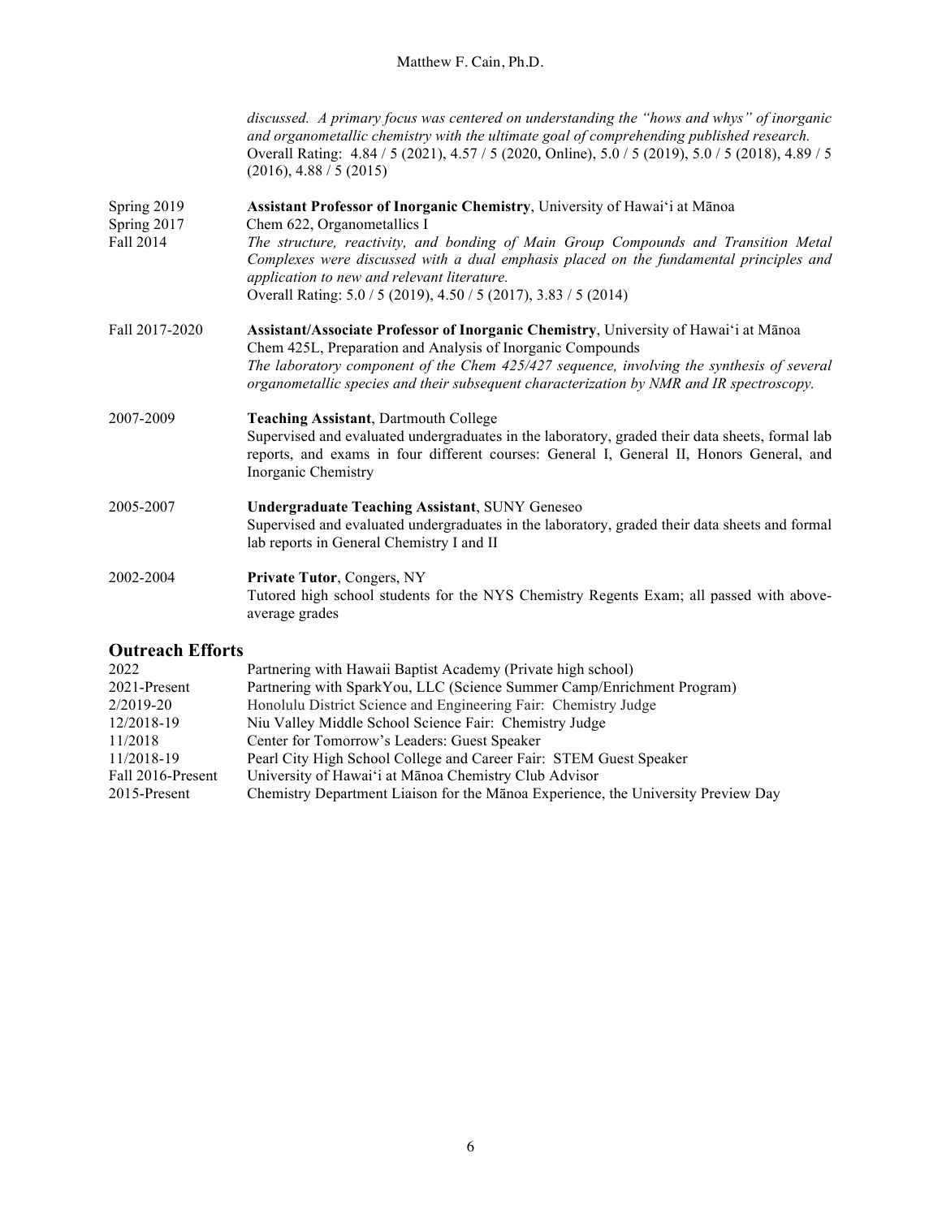*discussed. A primary focus was centered on understanding the "hows and whys" of inorganic and organometallic chemistry with the ultimate goal of comprehending published research.*
Overall Rating: 4.84 / 5 (2021), 4.57 / 5 (2020, Online), 5.0 / 5 (2019), 5.0 / 5 (2018), 4.89 / 5 (2016), 4.88 / 5 (2015)

Spring 2019
Spring 2017
Fall 2014

**Assistant Professor of Inorganic Chemistry**, University of Hawaiʻi at Mānoa
Chem 622, Organometallics I
*The structure, reactivity, and bonding of Main Group Compounds and Transition Metal Complexes were discussed with a dual emphasis placed on the fundamental principles and application to new and relevant literature.*
Overall Rating: 5.0 / 5 (2019), 4.50 / 5 (2017), 3.83 / 5 (2014)

Fall 2017-2020

**Assistant/Associate Professor of Inorganic Chemistry**, University of Hawaiʻi at Mānoa
Chem 425L, Preparation and Analysis of Inorganic Compounds
*The laboratory component of the Chem 425/427 sequence, involving the synthesis of several organometallic species and their subsequent characterization by NMR and IR spectroscopy.*

2007-2009

**Teaching Assistant**, Dartmouth College
Supervised and evaluated undergraduates in the laboratory, graded their data sheets, formal lab reports, and exams in four different courses: General I, General II, Honors General, and Inorganic Chemistry

2005-2007

**Undergraduate Teaching Assistant**, SUNY Geneseo
Supervised and evaluated undergraduates in the laboratory, graded their data sheets and formal lab reports in General Chemistry I and II

2002-2004

**Private Tutor**, Congers, NY
Tutored high school students for the NYS Chemistry Regents Exam; all passed with above-average grades

## Outreach Efforts

| | |
|---|---|
| 2022 | Partnering with Hawaii Baptist Academy (Private high school) |
| 2021-Present | Partnering with SparkYou, LLC (Science Summer Camp/Enrichment Program) |
| 2/2019-20 | Honolulu District Science and Engineering Fair: Chemistry Judge |
| 12/2018-19 | Niu Valley Middle School Science Fair: Chemistry Judge |
| 11/2018 | Center for Tomorrow's Leaders: Guest Speaker |
| 11/2018-19 | Pearl City High School College and Career Fair: STEM Guest Speaker |
| Fall 2016-Present | University of Hawaiʻi at Mānoa Chemistry Club Advisor |
| 2015-Present | Chemistry Department Liaison for the Mānoa Experience, the University Preview Day |